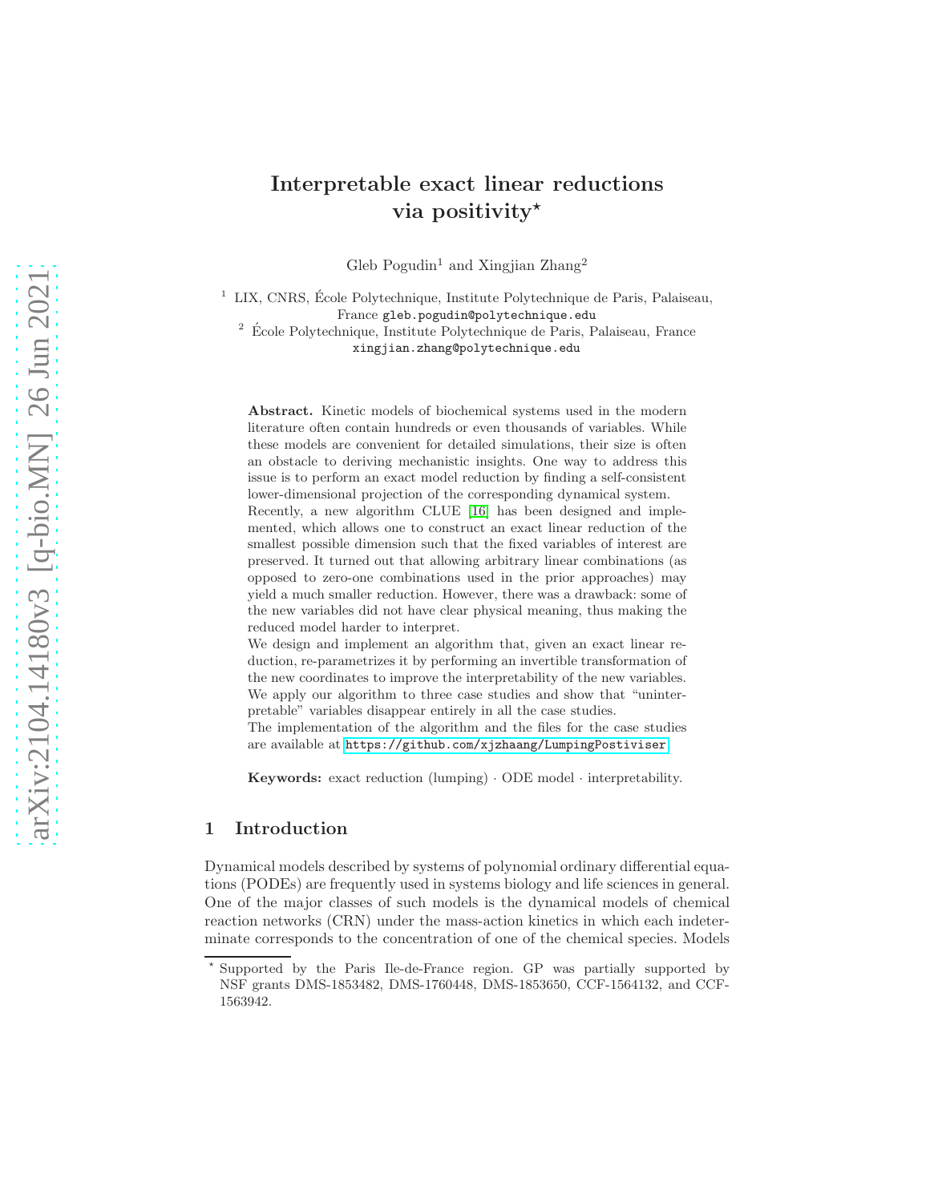# Interpretable exact linear reductions via positivity*

Gleb Pogudin[1] and Xingjian Zhang[2]

[1] LIX, CNRS, École Polytechnique, Institute Polytechnique de Paris, Palaiseau, France gleb.pogudin@polytechnique.edu

[2] École Polytechnique, Institute Polytechnique de Paris, Palaiseau, France xingjian.zhang@polytechnique.edu

**Abstract.** Kinetic models of biochemical systems used in the modern literature often contain hundreds or even thousands of variables. While these models are convenient for detailed simulations, their size is often an obstacle to deriving mechanistic insights. One way to address this issue is to perform an exact model reduction by finding a self-consistent lower-dimensional projection of the corresponding dynamical system.

Recently, a new algorithm CLUE [16] has been designed and implemented, which allows one to construct an exact linear reduction of the smallest possible dimension such that the fixed variables of interest are preserved. It turned out that allowing arbitrary linear combinations (as opposed to zero-one combinations used in the prior approaches) may yield a much smaller reduction. However, there was a drawback: some of the new variables did not have clear physical meaning, thus making the reduced model harder to interpret.

We design and implement an algorithm that, given an exact linear reduction, re-parametrizes it by performing an invertible transformation of the new coordinates to improve the interpretability of the new variables. We apply our algorithm to three case studies and show that "uninterpretable" variables disappear entirely in all the case studies.

The implementation of the algorithm and the files for the case studies are available at https://github.com/xjzhaang/LumpingPostiviser

**Keywords:** exact reduction (lumping) · ODE model · interpretability.

## 1 Introduction

Dynamical models described by systems of polynomial ordinary differential equations (PODEs) are frequently used in systems biology and life sciences in general. One of the major classes of such models is the dynamical models of chemical reaction networks (CRN) under the mass-action kinetics in which each indeterminate corresponds to the concentration of one of the chemical species. Models

* Supported by the Paris Ile-de-France region. GP was partially supported by NSF grants DMS-1853482, DMS-1760448, DMS-1853650, CCF-1564132, and CCF-1563942.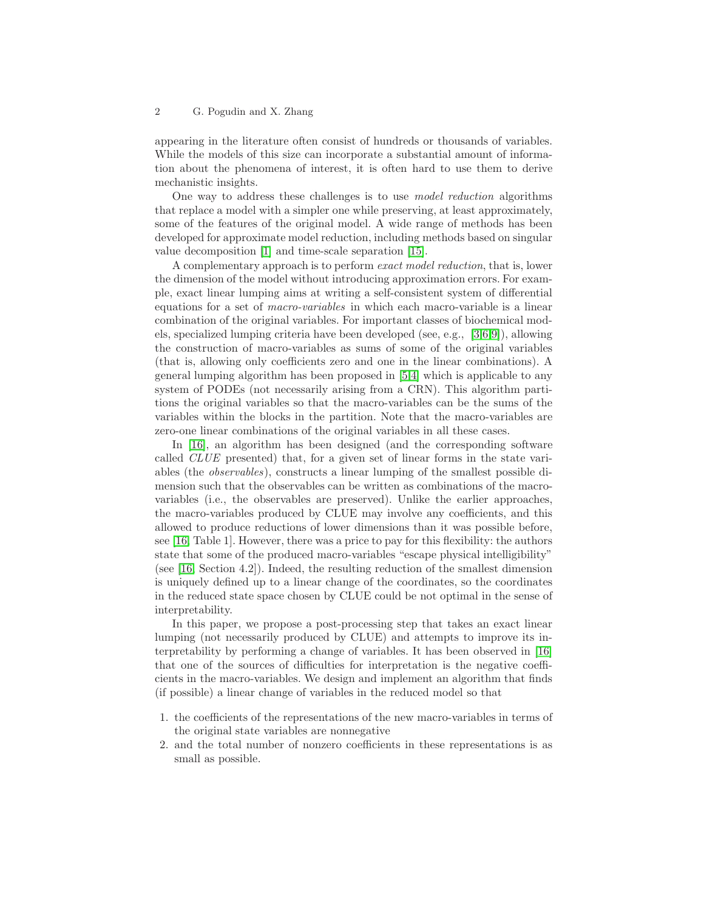appearing in the literature often consist of hundreds or thousands of variables. While the models of this size can incorporate a substantial amount of information about the phenomena of interest, it is often hard to use them to derive mechanistic insights.

One way to address these challenges is to use *model reduction* algorithms that replace a model with a simpler one while preserving, at least approximately, some of the features of the original model. A wide range of methods has been developed for approximate model reduction, including methods based on singular value decomposition [1] and time-scale separation [15].

A complementary approach is to perform *exact model reduction*, that is, lower the dimension of the model without introducing approximation errors. For example, exact linear lumping aims at writing a self-consistent system of differential equations for a set of *macro-variables* in which each macro-variable is a linear combination of the original variables. For important classes of biochemical models, specialized lumping criteria have been developed (see, e.g., [3,6,9]), allowing the construction of macro-variables as sums of some of the original variables (that is, allowing only coefficients zero and one in the linear combinations). A general lumping algorithm has been proposed in [5,4] which is applicable to any system of PODEs (not necessarily arising from a CRN). This algorithm partitions the original variables so that the macro-variables can be the sums of the variables within the blocks in the partition. Note that the macro-variables are zero-one linear combinations of the original variables in all these cases.

In [16], an algorithm has been designed (and the corresponding software called *CLUE* presented) that, for a given set of linear forms in the state variables (the *observables*), constructs a linear lumping of the smallest possible dimension such that the observables can be written as combinations of the macro-variables (i.e., the observables are preserved). Unlike the earlier approaches, the macro-variables produced by CLUE may involve any coefficients, and this allowed to produce reductions of lower dimensions than it was possible before, see [16, Table 1]. However, there was a price to pay for this flexibility: the authors state that some of the produced macro-variables "escape physical intelligibility" (see [16, Section 4.2]). Indeed, the resulting reduction of the smallest dimension is uniquely defined up to a linear change of the coordinates, so the coordinates in the reduced state space chosen by CLUE could be not optimal in the sense of interpretability.

In this paper, we propose a post-processing step that takes an exact linear lumping (not necessarily produced by CLUE) and attempts to improve its interpretability by performing a change of variables. It has been observed in [16] that one of the sources of difficulties for interpretation is the negative coefficients in the macro-variables. We design and implement an algorithm that finds (if possible) a linear change of variables in the reduced model so that

1. the coefficients of the representations of the new macro-variables in terms of the original state variables are nonnegative
2. and the total number of nonzero coefficients in these representations is as small as possible.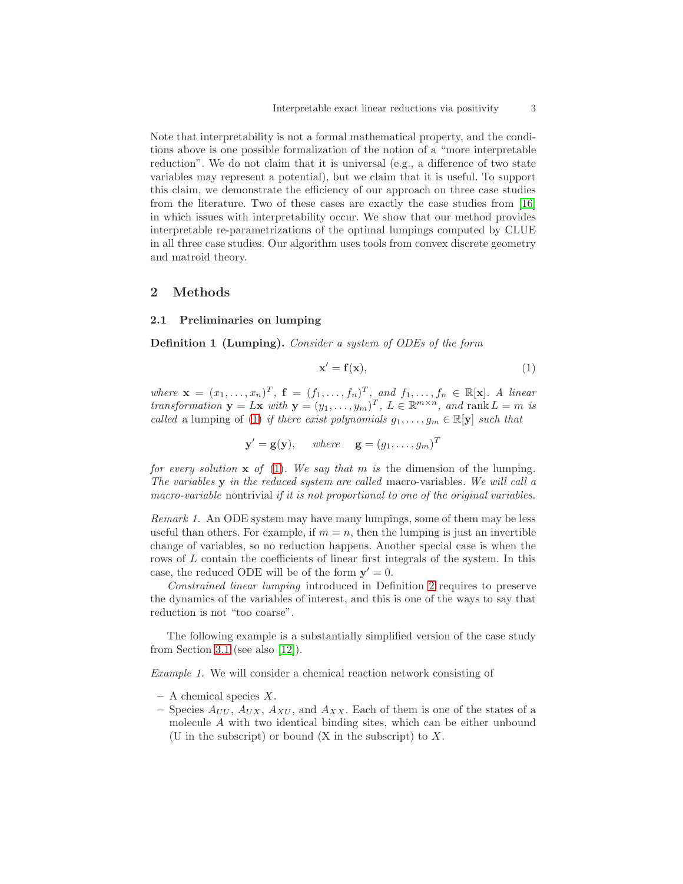Note that interpretability is not a formal mathematical property, and the conditions above is one possible formalization of the notion of a "more interpretable reduction". We do not claim that it is universal (e.g., a difference of two state variables may represent a potential), but we claim that it is useful. To support this claim, we demonstrate the efficiency of our approach on three case studies from the literature. Two of these cases are exactly the case studies from [16] in which issues with interpretability occur. We show that our method provides interpretable re-parametrizations of the optimal lumpings computed by CLUE in all three case studies. Our algorithm uses tools from convex discrete geometry and matroid theory.

## 2 Methods

### 2.1 Preliminaries on lumping

**Definition 1 (Lumping).** *Consider a system of ODEs of the form*

$$\mathbf{x}' = \mathbf{f}(\mathbf{x}), \tag{1}$$

*where* $\mathbf{x} = (x_1, \ldots, x_n)^T$, $\mathbf{f} = (f_1, \ldots, f_n)^T$, *and* $f_1, \ldots, f_n \in \mathbb{R}[\mathbf{x}]$. *A linear transformation* $\mathbf{y} = L\mathbf{x}$ *with* $\mathbf{y} = (y_1, \ldots, y_m)^T$, $L \in \mathbb{R}^{m \times n}$, *and* $\operatorname{rank} L = m$ *is called* a lumping of (1) *if there exist polynomials* $g_1, \ldots, g_m \in \mathbb{R}[\mathbf{y}]$ *such that*

$$\mathbf{y}' = \mathbf{g}(\mathbf{y}), \quad \text{where} \quad \mathbf{g} = (g_1, \ldots, g_m)^T$$

*for every solution* $\mathbf{x}$ *of* (1). *We say that* $m$ *is* the dimension of the lumping. *The variables* $\mathbf{y}$ *in the reduced system are called* macro-variables. *We will call a macro-variable* nontrivial *if it is not proportional to one of the original variables.*

*Remark 1.* An ODE system may have many lumpings, some of them may be less useful than others. For example, if $m = n$, then the lumping is just an invertible change of variables, so no reduction happens. Another special case is when the rows of $L$ contain the coefficients of linear first integrals of the system. In this case, the reduced ODE will be of the form $\mathbf{y}' = 0$.

*Constrained linear lumping* introduced in Definition 2 requires to preserve the dynamics of the variables of interest, and this is one of the ways to say that reduction is not "too coarse".

The following example is a substantially simplified version of the case study from Section 3.1 (see also [12]).

*Example 1.* We will consider a chemical reaction network consisting of

- A chemical species $X$.
- Species $A_{UU}$, $A_{UX}$, $A_{XU}$, and $A_{XX}$. Each of them is one of the states of a molecule $A$ with two identical binding sites, which can be either unbound (U in the subscript) or bound (X in the subscript) to $X$.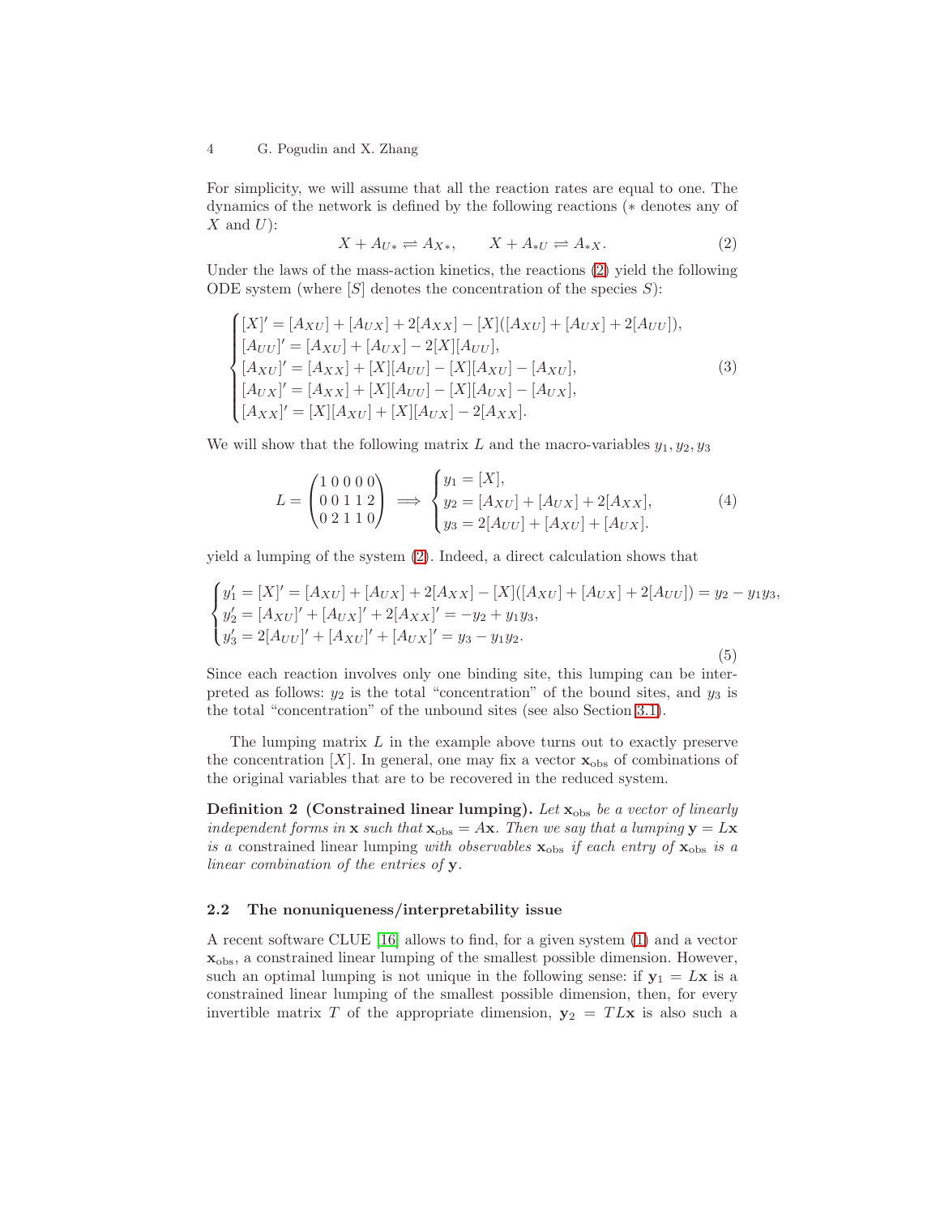For simplicity, we will assume that all the reaction rates are equal to one. The dynamics of the network is defined by the following reactions ($*$ denotes any of $X$ and $U$):

$$X + A_{U*} \rightleftharpoons A_{X*}, \qquad X + A_{*U} \rightleftharpoons A_{*X}. \tag{2}$$

Under the laws of the mass-action kinetics, the reactions (2) yield the following ODE system (where $[S]$ denotes the concentration of the species $S$):

$$\begin{cases} [X]' = [A_{XU}] + [A_{UX}] + 2[A_{XX}] - [X]([A_{XU}] + [A_{UX}] + 2[A_{UU}]), \\ [A_{UU}]' = [A_{XU}] + [A_{UX}] - 2[X][A_{UU}], \\ [A_{XU}]' = [A_{XX}] + [X][A_{UU}] - [X][A_{XU}] - [A_{XU}], \\ [A_{UX}]' = [A_{XX}] + [X][A_{UU}] - [X][A_{UX}] - [A_{UX}], \\ [A_{XX}]' = [X][A_{XU}] + [X][A_{UX}] - 2[A_{XX}]. \end{cases} \tag{3}$$

We will show that the following matrix $L$ and the macro-variables $y_1, y_2, y_3$

$$L = \begin{pmatrix} 1 & 0 & 0 & 0 & 0 \\ 0 & 0 & 1 & 1 & 2 \\ 0 & 2 & 1 & 1 & 0 \end{pmatrix} \implies \begin{cases} y_1 = [X], \\ y_2 = [A_{XU}] + [A_{UX}] + 2[A_{XX}], \\ y_3 = 2[A_{UU}] + [A_{XU}] + [A_{UX}]. \end{cases} \tag{4}$$

yield a lumping of the system (2). Indeed, a direct calculation shows that

$$\begin{cases} y_1' = [X]' = [A_{XU}] + [A_{UX}] + 2[A_{XX}] - [X]([A_{XU}] + [A_{UX}] + 2[A_{UU}]) = y_2 - y_1 y_3, \\ y_2' = [A_{XU}]' + [A_{UX}]' + 2[A_{XX}]' = -y_2 + y_1 y_3, \\ y_3' = 2[A_{UU}]' + [A_{XU}]' + [A_{UX}]' = y_3 - y_1 y_2. \end{cases} \tag{5}$$

Since each reaction involves only one binding site, this lumping can be interpreted as follows: $y_2$ is the total "concentration" of the bound sites, and $y_3$ is the total "concentration" of the unbound sites (see also Section 3.1).

The lumping matrix $L$ in the example above turns out to exactly preserve the concentration $[X]$. In general, one may fix a vector $\mathbf{x}_{\text{obs}}$ of combinations of the original variables that are to be recovered in the reduced system.

**Definition 2 (Constrained linear lumping).** *Let $\mathbf{x}_{\text{obs}}$ be a vector of linearly independent forms in $\mathbf{x}$ such that $\mathbf{x}_{\text{obs}} = A\mathbf{x}$. Then we say that a lumping $\mathbf{y} = L\mathbf{x}$ is a* constrained linear lumping *with observables $\mathbf{x}_{\text{obs}}$ if each entry of $\mathbf{x}_{\text{obs}}$ is a linear combination of the entries of $\mathbf{y}$.*

### 2.2 The nonuniqueness/interpretability issue

A recent software CLUE [16] allows to find, for a given system (1) and a vector $\mathbf{x}_{\text{obs}}$, a constrained linear lumping of the smallest possible dimension. However, such an optimal lumping is not unique in the following sense: if $\mathbf{y}_1 = L\mathbf{x}$ is a constrained linear lumping of the smallest possible dimension, then, for every invertible matrix $T$ of the appropriate dimension, $\mathbf{y}_2 = TL\mathbf{x}$ is also such a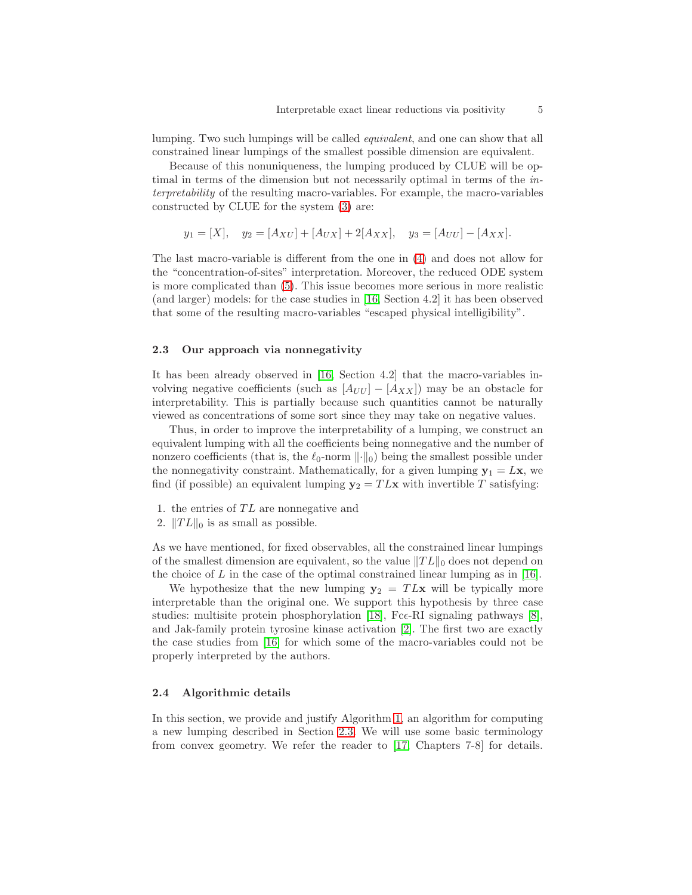lumping. Two such lumpings will be called *equivalent*, and one can show that all constrained linear lumpings of the smallest possible dimension are equivalent.

Because of this nonuniqueness, the lumping produced by CLUE will be optimal in terms of the dimension but not necessarily optimal in terms of the *interpretability* of the resulting macro-variables. For example, the macro-variables constructed by CLUE for the system (3) are:

$$y_1 = [X], \quad y_2 = [A_{XU}] + [A_{UX}] + 2[A_{XX}], \quad y_3 = [A_{UU}] - [A_{XX}].$$

The last macro-variable is different from the one in (4) and does not allow for the "concentration-of-sites" interpretation. Moreover, the reduced ODE system is more complicated than (5). This issue becomes more serious in more realistic (and larger) models: for the case studies in [16, Section 4.2] it has been observed that some of the resulting macro-variables "escaped physical intelligibility".

### 2.3 Our approach via nonnegativity

It has been already observed in [16, Section 4.2] that the macro-variables involving negative coefficients (such as $[A_{UU}] - [A_{XX}]$) may be an obstacle for interpretability. This is partially because such quantities cannot be naturally viewed as concentrations of some sort since they may take on negative values.

Thus, in order to improve the interpretability of a lumping, we construct an equivalent lumping with all the coefficients being nonnegative and the number of nonzero coefficients (that is, the $\ell_0$-norm $\|\cdot\|_0$) being the smallest possible under the nonnegativity constraint. Mathematically, for a given lumping $\mathbf{y}_1 = L\mathbf{x}$, we find (if possible) an equivalent lumping $\mathbf{y}_2 = TL\mathbf{x}$ with invertible $T$ satisfying:

1. the entries of $TL$ are nonnegative and
2. $\|TL\|_0$ is as small as possible.

As we have mentioned, for fixed observables, all the constrained linear lumpings of the smallest dimension are equivalent, so the value $\|TL\|_0$ does not depend on the choice of $L$ in the case of the optimal constrained linear lumping as in [16].

We hypothesize that the new lumping $\mathbf{y}_2 = TL\mathbf{x}$ will be typically more interpretable than the original one. We support this hypothesis by three case studies: multisite protein phosphorylation [18], Fc$\epsilon$-RI signaling pathways [8], and Jak-family protein tyrosine kinase activation [2]. The first two are exactly the case studies from [16] for which some of the macro-variables could not be properly interpreted by the authors.

### 2.4 Algorithmic details

In this section, we provide and justify Algorithm 1, an algorithm for computing a new lumping described in Section 2.3. We will use some basic terminology from convex geometry. We refer the reader to [17, Chapters 7-8] for details.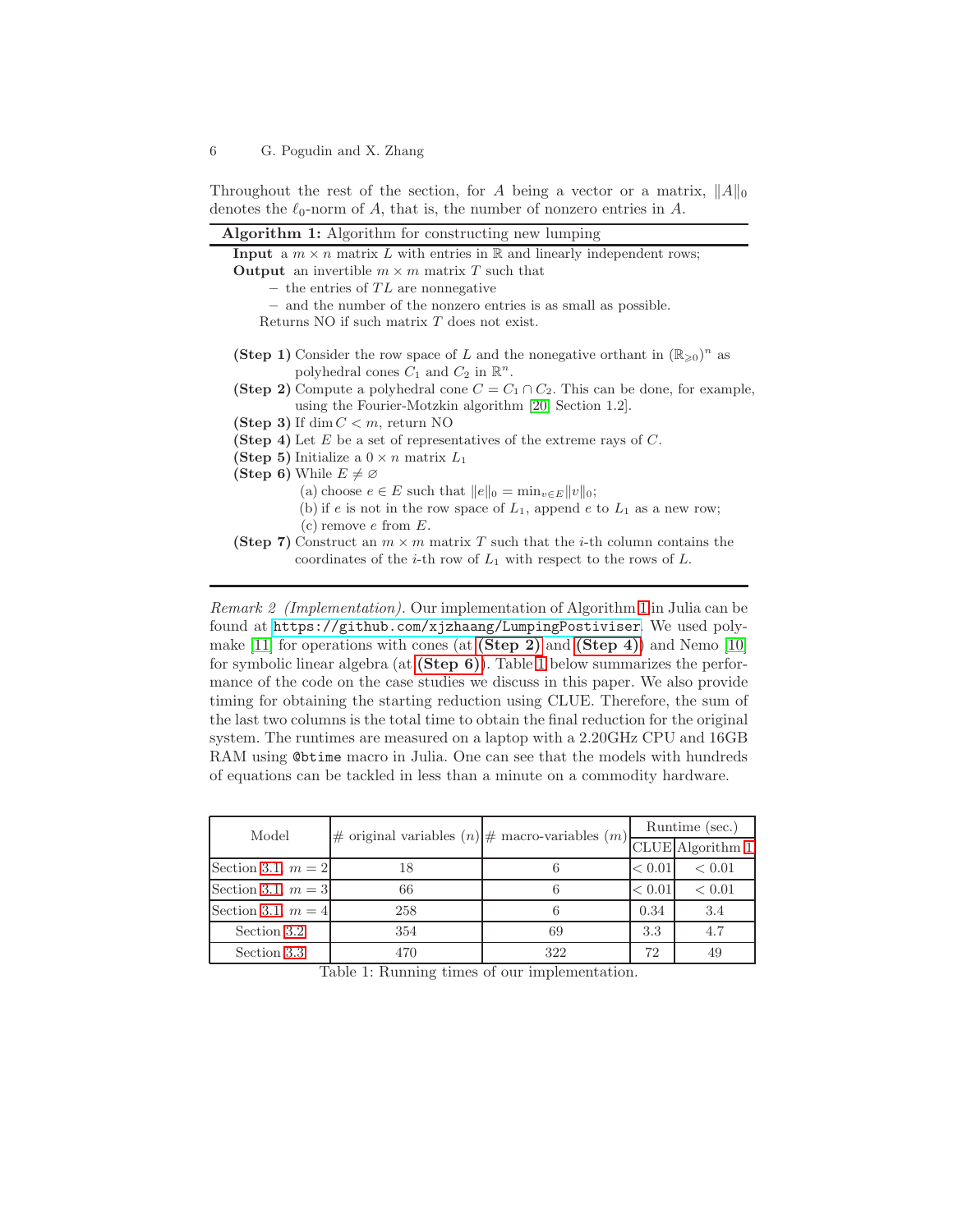Throughout the rest of the section, for $A$ being a vector or a matrix, $\|A\|_0$ denotes the $\ell_0$-norm of $A$, that is, the number of nonzero entries in $A$.

---

**Algorithm 1:** Algorithm for constructing new lumping

---

**Input** a $m \times n$ matrix $L$ with entries in $\mathbb{R}$ and linearly independent rows;

**Output** an invertible $m \times m$ matrix $T$ such that

- the entries of $TL$ are nonnegative
- and the number of the nonzero entries is as small as possible.

Returns NO if such matrix $T$ does not exist.

**(Step 1)** Consider the row space of $L$ and the nonegative orthant in $(\mathbb{R}_{\geqslant 0})^n$ as polyhedral cones $C_1$ and $C_2$ in $\mathbb{R}^n$.

**(Step 2)** Compute a polyhedral cone $C = C_1 \cap C_2$. This can be done, for example, using the Fourier-Motzkin algorithm [20, Section 1.2].

**(Step 3)** If $\dim C < m$, return NO

**(Step 4)** Let $E$ be a set of representatives of the extreme rays of $C$.

**(Step 5)** Initialize a $0 \times n$ matrix $L_1$

**(Step 6)** While $E \neq \varnothing$

(a) choose $e \in E$ such that $\|e\|_0 = \min_{v \in E} \|v\|_0$;

(b) if $e$ is not in the row space of $L_1$, append $e$ to $L_1$ as a new row;

(c) remove $e$ from $E$.

**(Step 7)** Construct an $m \times m$ matrix $T$ such that the $i$-th column contains the coordinates of the $i$-th row of $L_1$ with respect to the rows of $L$.

---

*Remark 2 (Implementation).* Our implementation of Algorithm 1 in Julia can be found at `https://github.com/xjzhaang/LumpingPostiviser`. We used polymake [11] for operations with cones (at **(Step 2)** and **(Step 4)**) and Nemo [10] for symbolic linear algebra (at **(Step 6)**). Table 1 below summarizes the performance of the code on the case studies we discuss in this paper. We also provide timing for obtaining the starting reduction using CLUE. Therefore, the sum of the last two columns is the total time to obtain the final reduction for the original system. The runtimes are measured on a laptop with a 2.20GHz CPU and 16GB RAM using `@btime` macro in Julia. One can see that the models with hundreds of equations can be tackled in less than a minute on a commodity hardware.

| Model | # original variables ($n$) | # macro-variables ($m$) | Runtime (sec.) | |
|---|---|---|---|---|
| | | | CLUE | Algorithm 1 |
| Section 3.1, $m = 2$ | 18 | 6 | $< 0.01$ | $< 0.01$ |
| Section 3.1, $m = 3$ | 66 | 6 | $< 0.01$ | $< 0.01$ |
| Section 3.1, $m = 4$ | 258 | 6 | 0.34 | 3.4 |
| Section 3.2 | 354 | 69 | 3.3 | 4.7 |
| Section 3.3 | 470 | 322 | 72 | 49 |

Table 1: Running times of our implementation.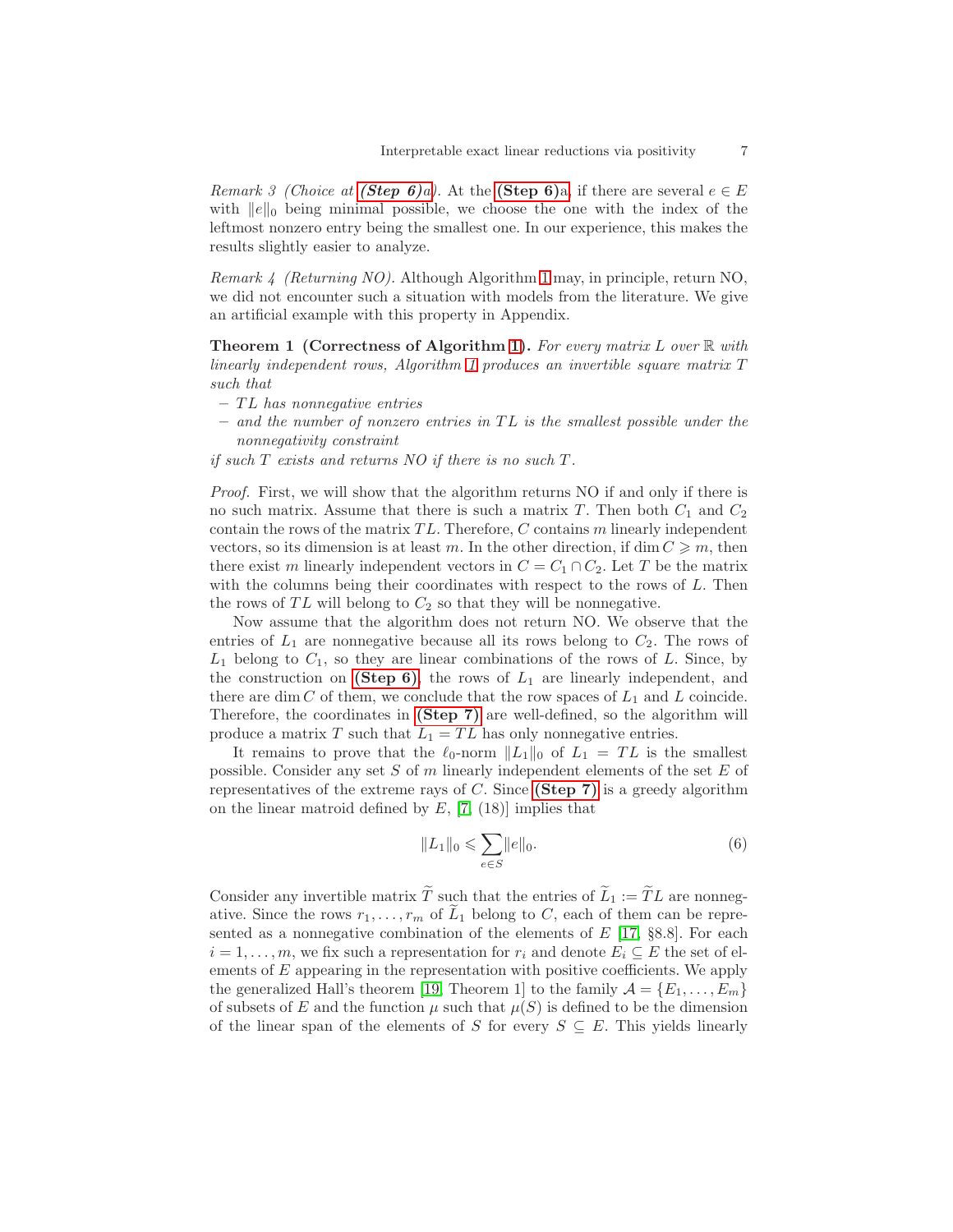*Remark 3 (Choice at **(Step 6)**a).* At the **(Step 6)**a, if there are several $e \in E$ with $\|e\|_0$ being minimal possible, we choose the one with the index of the leftmost nonzero entry being the smallest one. In our experience, this makes the results slightly easier to analyze.

*Remark 4 (Returning NO).* Although Algorithm 1 may, in principle, return NO, we did not encounter such a situation with models from the literature. We give an artificial example with this property in Appendix.

**Theorem 1 (Correctness of Algorithm 1).** *For every matrix $L$ over $\mathbb{R}$ with linearly independent rows, Algorithm 1 produces an invertible square matrix $T$ such that*

- *$TL$ has nonnegative entries*
- *and the number of nonzero entries in $TL$ is the smallest possible under the nonnegativity constraint*

*if such $T$ exists and returns NO if there is no such $T$.*

*Proof.* First, we will show that the algorithm returns NO if and only if there is no such matrix. Assume that there is such a matrix $T$. Then both $C_1$ and $C_2$ contain the rows of the matrix $TL$. Therefore, $C$ contains $m$ linearly independent vectors, so its dimension is at least $m$. In the other direction, if $\dim C \geqslant m$, then there exist $m$ linearly independent vectors in $C = C_1 \cap C_2$. Let $T$ be the matrix with the columns being their coordinates with respect to the rows of $L$. Then the rows of $TL$ will belong to $C_2$ so that they will be nonnegative.

Now assume that the algorithm does not return NO. We observe that the entries of $L_1$ are nonnegative because all its rows belong to $C_2$. The rows of $L_1$ belong to $C_1$, so they are linear combinations of the rows of $L$. Since, by the construction on **(Step 6)**, the rows of $L_1$ are linearly independent, and there are $\dim C$ of them, we conclude that the row spaces of $L_1$ and $L$ coincide. Therefore, the coordinates in **(Step 7)** are well-defined, so the algorithm will produce a matrix $T$ such that $L_1 = TL$ has only nonnegative entries.

It remains to prove that the $\ell_0$-norm $\|L_1\|_0$ of $L_1 = TL$ is the smallest possible. Consider any set $S$ of $m$ linearly independent elements of the set $E$ of representatives of the extreme rays of $C$. Since **(Step 7)** is a greedy algorithm on the linear matroid defined by $E$, [7, (18)] implies that

$$\|L_1\|_0 \leqslant \sum_{e \in S} \|e\|_0. \tag{6}$$

Consider any invertible matrix $\widetilde{T}$ such that the entries of $\widetilde{L}_1 := \widetilde{T}L$ are nonnegative. Since the rows $r_1, \ldots, r_m$ of $\widetilde{L}_1$ belong to $C$, each of them can be represented as a nonnegative combination of the elements of $E$ [17, §8.8]. For each $i = 1, \ldots, m$, we fix such a representation for $r_i$ and denote $E_i \subseteq E$ the set of elements of $E$ appearing in the representation with positive coefficients. We apply the generalized Hall's theorem [19, Theorem 1] to the family $\mathcal{A} = \{E_1, \ldots, E_m\}$ of subsets of $E$ and the function $\mu$ such that $\mu(S)$ is defined to be the dimension of the linear span of the elements of $S$ for every $S \subseteq E$. This yields linearly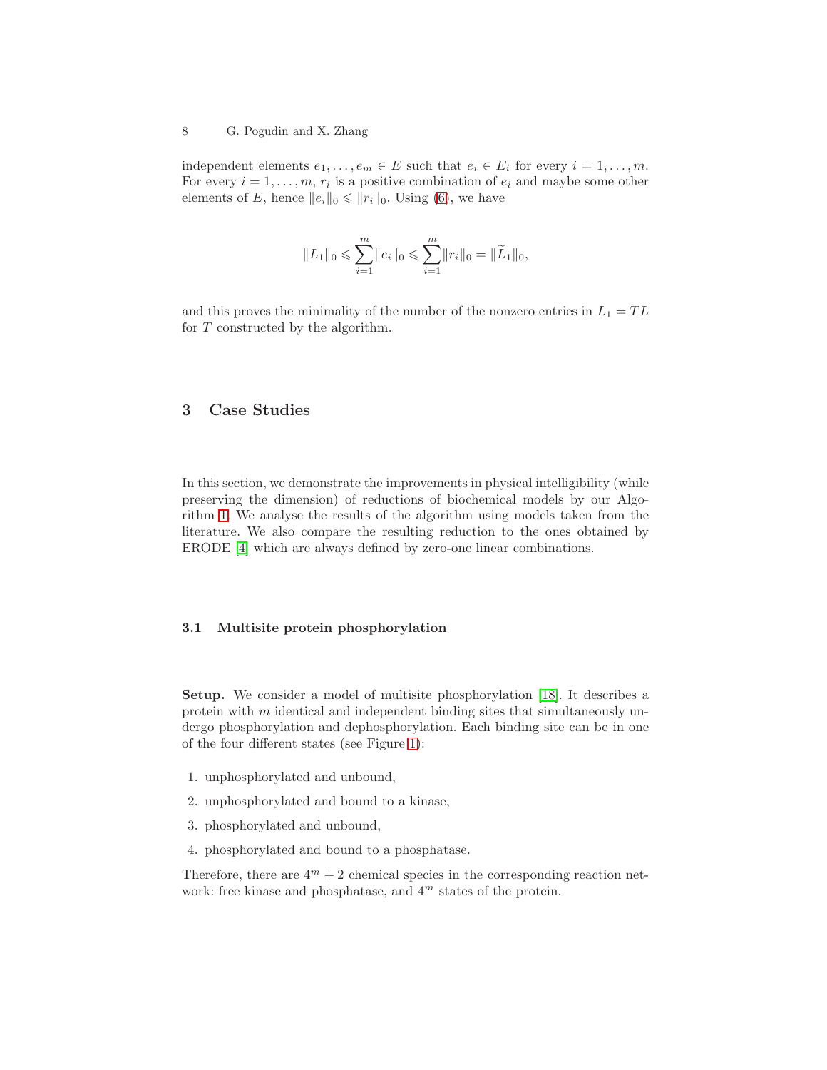independent elements $e_1, \ldots, e_m \in E$ such that $e_i \in E_i$ for every $i = 1, \ldots, m$. For every $i = 1, \ldots, m$, $r_i$ is a positive combination of $e_i$ and maybe some other elements of $E$, hence $\|e_i\|_0 \leqslant \|r_i\|_0$. Using (6), we have

$$\|L_1\|_0 \leqslant \sum_{i=1}^{m} \|e_i\|_0 \leqslant \sum_{i=1}^{m} \|r_i\|_0 = \|\widetilde{L}_1\|_0,$$

and this proves the minimality of the number of the nonzero entries in $L_1 = TL$ for $T$ constructed by the algorithm.

## 3 Case Studies

In this section, we demonstrate the improvements in physical intelligibility (while preserving the dimension) of reductions of biochemical models by our Algorithm 1. We analyse the results of the algorithm using models taken from the literature. We also compare the resulting reduction to the ones obtained by ERODE [4] which are always defined by zero-one linear combinations.

### 3.1 Multisite protein phosphorylation

**Setup.** We consider a model of multisite phosphorylation [18]. It describes a protein with $m$ identical and independent binding sites that simultaneously undergo phosphorylation and dephosphorylation. Each binding site can be in one of the four different states (see Figure 1):

1. unphosphorylated and unbound,
2. unphosphorylated and bound to a kinase,
3. phosphorylated and unbound,
4. phosphorylated and bound to a phosphatase.

Therefore, there are $4^m + 2$ chemical species in the corresponding reaction network: free kinase and phosphatase, and $4^m$ states of the protein.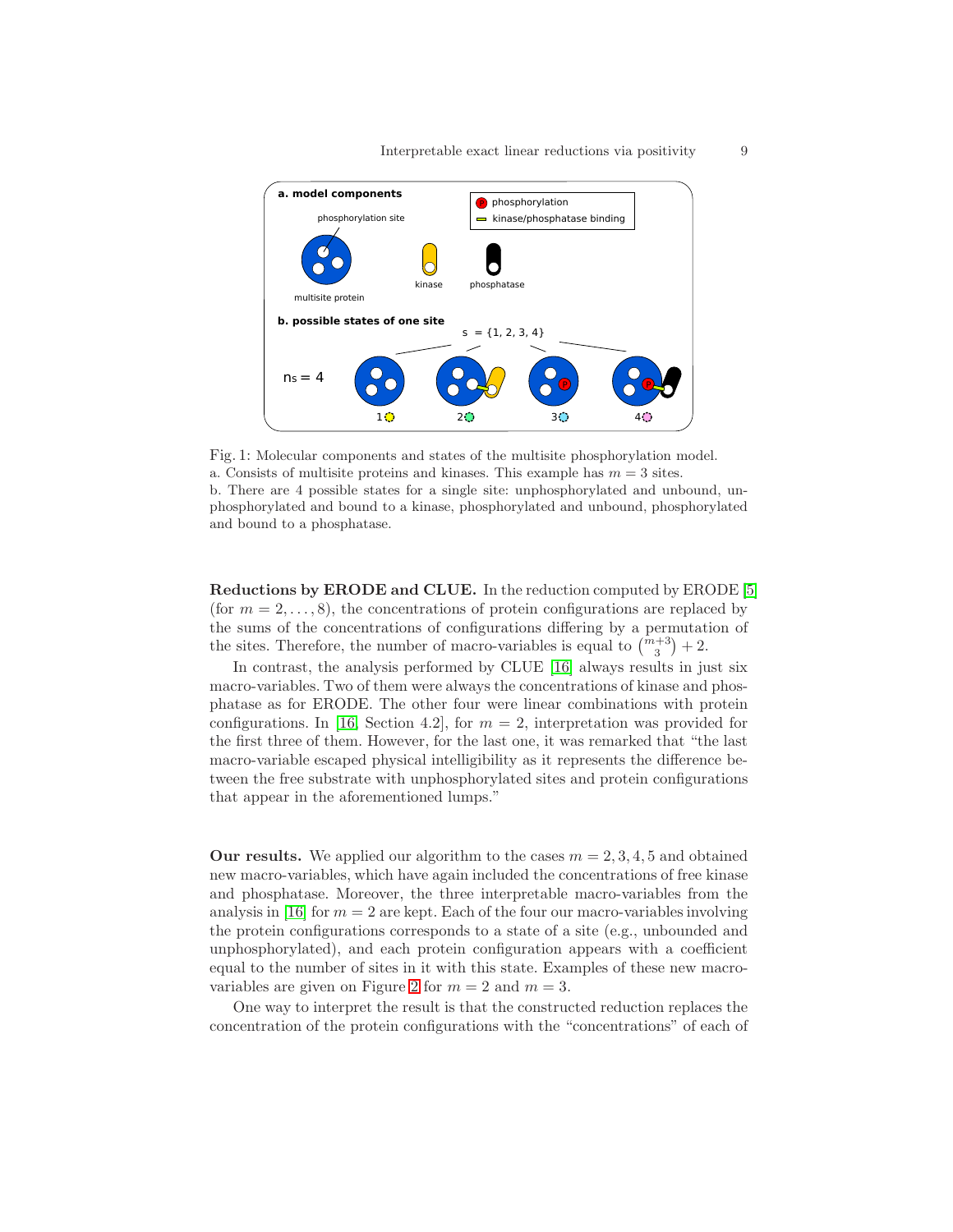Fig. 1: Molecular components and states of the multisite phosphorylation model.
a. Consists of multisite proteins and kinases. This example has $m = 3$ sites.
b. There are 4 possible states for a single site: unphosphorylated and unbound, unphosphorylated and bound to a kinase, phosphorylated and unbound, phosphorylated and bound to a phosphatase.

**Reductions by ERODE and CLUE.** In the reduction computed by ERODE [5] (for $m = 2, \ldots, 8$), the concentrations of protein configurations are replaced by the sums of the concentrations of configurations differing by a permutation of the sites. Therefore, the number of macro-variables is equal to $\binom{m+3}{3} + 2$.

In contrast, the analysis performed by CLUE [16] always results in just six macro-variables. Two of them were always the concentrations of kinase and phosphatase as for ERODE. The other four were linear combinations with protein configurations. In [16, Section 4.2], for $m = 2$, interpretation was provided for the first three of them. However, for the last one, it was remarked that "the last macro-variable escaped physical intelligibility as it represents the difference between the free substrate with unphosphorylated sites and protein configurations that appear in the aforementioned lumps."

**Our results.** We applied our algorithm to the cases $m = 2, 3, 4, 5$ and obtained new macro-variables, which have again included the concentrations of free kinase and phosphatase. Moreover, the three interpretable macro-variables from the analysis in [16] for $m = 2$ are kept. Each of the four our macro-variables involving the protein configurations corresponds to a state of a site (e.g., unbounded and unphosphorylated), and each protein configuration appears with a coefficient equal to the number of sites in it with this state. Examples of these new macro-variables are given on Figure 2 for $m = 2$ and $m = 3$.

One way to interpret the result is that the constructed reduction replaces the concentration of the protein configurations with the "concentrations" of each of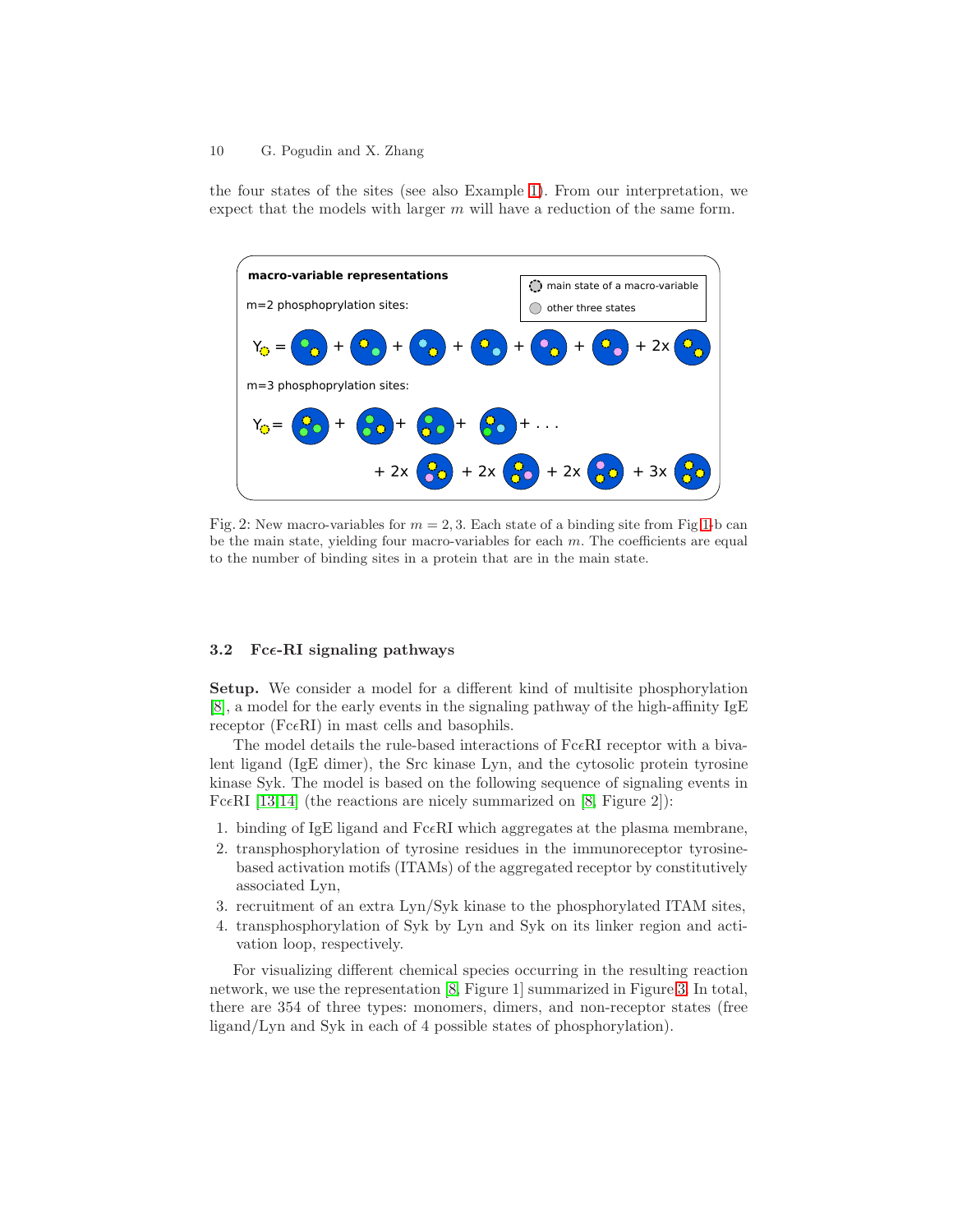the four states of the sites (see also Example 1). From our interpretation, we expect that the models with larger $m$ will have a reduction of the same form.

Fig. 2: New macro-variables for $m = 2, 3$. Each state of a binding site from Fig 1-b can be the main state, yielding four macro-variables for each $m$. The coefficients are equal to the number of binding sites in a protein that are in the main state.

### 3.2 Fc$\epsilon$-RI signaling pathways

**Setup.** We consider a model for a different kind of multisite phosphorylation [8], a model for the early events in the signaling pathway of the high-affinity IgE receptor (Fc$\epsilon$RI) in mast cells and basophils.

The model details the rule-based interactions of Fc$\epsilon$RI receptor with a bivalent ligand (IgE dimer), the Src kinase Lyn, and the cytosolic protein tyrosine kinase Syk. The model is based on the following sequence of signaling events in Fc$\epsilon$RI [13,14] (the reactions are nicely summarized on [8, Figure 2]):

1. binding of IgE ligand and Fc$\epsilon$RI which aggregates at the plasma membrane,
2. transphosphorylation of tyrosine residues in the immunoreceptor tyrosine-based activation motifs (ITAMs) of the aggregated receptor by constitutively associated Lyn,
3. recruitment of an extra Lyn/Syk kinase to the phosphorylated ITAM sites,
4. transphosphorylation of Syk by Lyn and Syk on its linker region and activation loop, respectively.

For visualizing different chemical species occurring in the resulting reaction network, we use the representation [8, Figure 1] summarized in Figure 3. In total, there are 354 of three types: monomers, dimers, and non-receptor states (free ligand/Lyn and Syk in each of 4 possible states of phosphorylation).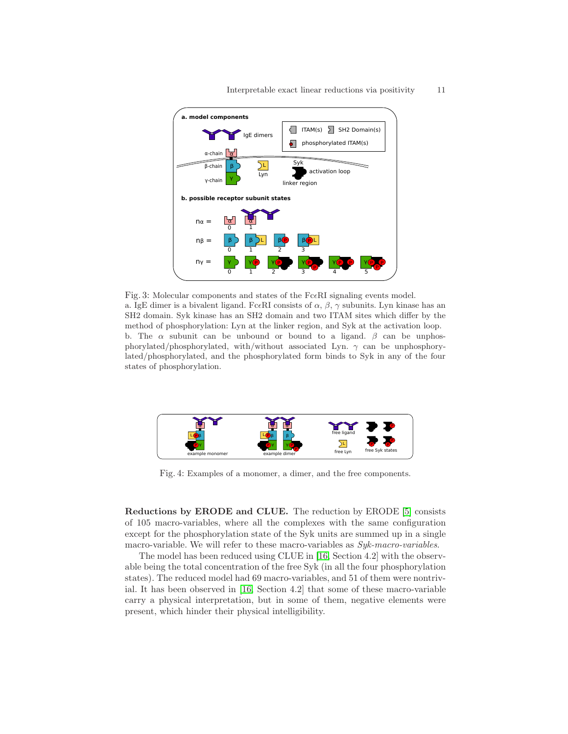Fig. 3: Molecular components and states of the FcεRI signaling events model.
a. IgE dimer is a bivalent ligand. FcεRI consists of $\alpha$, $\beta$, $\gamma$ subunits. Lyn kinase has an SH2 domain. Syk kinase has an SH2 domain and two ITAM sites which differ by the method of phosphorylation: Lyn at the linker region, and Syk at the activation loop.
b. The $\alpha$ subunit can be unbound or bound to a ligand. $\beta$ can be unphosphorylated/phosphorylated, with/without associated Lyn. $\gamma$ can be unphosphorylated/phosphorylated, and the phosphorylated form binds to Syk in any of the four states of phosphorylation.

Fig. 4: Examples of a monomer, a dimer, and the free components.

**Reductions by ERODE and CLUE.** The reduction by ERODE [5] consists of 105 macro-variables, where all the complexes with the same configuration except for the phosphorylation state of the Syk units are summed up in a single macro-variable. We will refer to these macro-variables as *Syk-macro-variables*.

The model has been reduced using CLUE in [16, Section 4.2] with the observable being the total concentration of the free Syk (in all the four phosphorylation states). The reduced model had 69 macro-variables, and 51 of them were nontrivial. It has been observed in [16, Section 4.2] that some of these macro-variable carry a physical interpretation, but in some of them, negative elements were present, which hinder their physical intelligibility.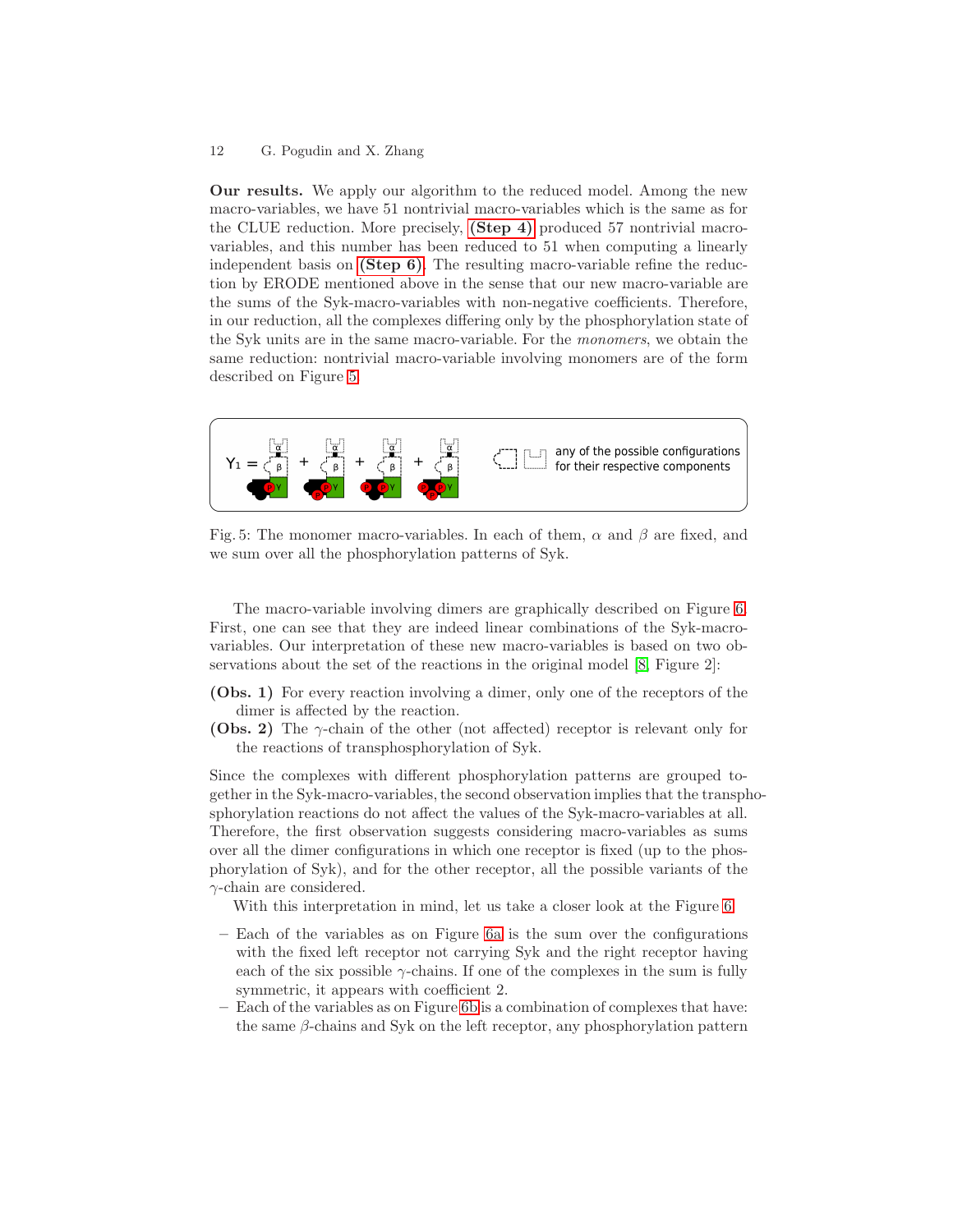**Our results.** We apply our algorithm to the reduced model. Among the new macro-variables, we have 51 nontrivial macro-variables which is the same as for the CLUE reduction. More precisely, **(Step 4)** produced 57 nontrivial macro-variables, and this number has been reduced to 51 when computing a linearly independent basis on **(Step 6)**. The resulting macro-variable refine the reduction by ERODE mentioned above in the sense that our new macro-variable are the sums of the Syk-macro-variables with non-negative coefficients. Therefore, in our reduction, all the complexes differing only by the phosphorylation state of the Syk units are in the same macro-variable. For the *monomers*, we obtain the same reduction: nontrivial macro-variable involving monomers are of the form described on Figure 5.

Fig. 5: The monomer macro-variables. In each of them, $\alpha$ and $\beta$ are fixed, and we sum over all the phosphorylation patterns of Syk.

The macro-variable involving dimers are graphically described on Figure 6. First, one can see that they are indeed linear combinations of the Syk-macro-variables. Our interpretation of these new macro-variables is based on two observations about the set of the reactions in the original model [8, Figure 2]:

**(Obs. 1)** For every reaction involving a dimer, only one of the receptors of the dimer is affected by the reaction.

**(Obs. 2)** The $\gamma$-chain of the other (not affected) receptor is relevant only for the reactions of transphosphorylation of Syk.

Since the complexes with different phosphorylation patterns are grouped together in the Syk-macro-variables, the second observation implies that the transphosphorylation reactions do not affect the values of the Syk-macro-variables at all. Therefore, the first observation suggests considering macro-variables as sums over all the dimer configurations in which one receptor is fixed (up to the phosphorylation of Syk), and for the other receptor, all the possible variants of the $\gamma$-chain are considered.

With this interpretation in mind, let us take a closer look at the Figure 6.

- Each of the variables as on Figure 6a is the sum over the configurations with the fixed left receptor not carrying Syk and the right receptor having each of the six possible $\gamma$-chains. If one of the complexes in the sum is fully symmetric, it appears with coefficient 2.
- Each of the variables as on Figure 6b is a combination of complexes that have: the same $\beta$-chains and Syk on the left receptor, any phosphorylation pattern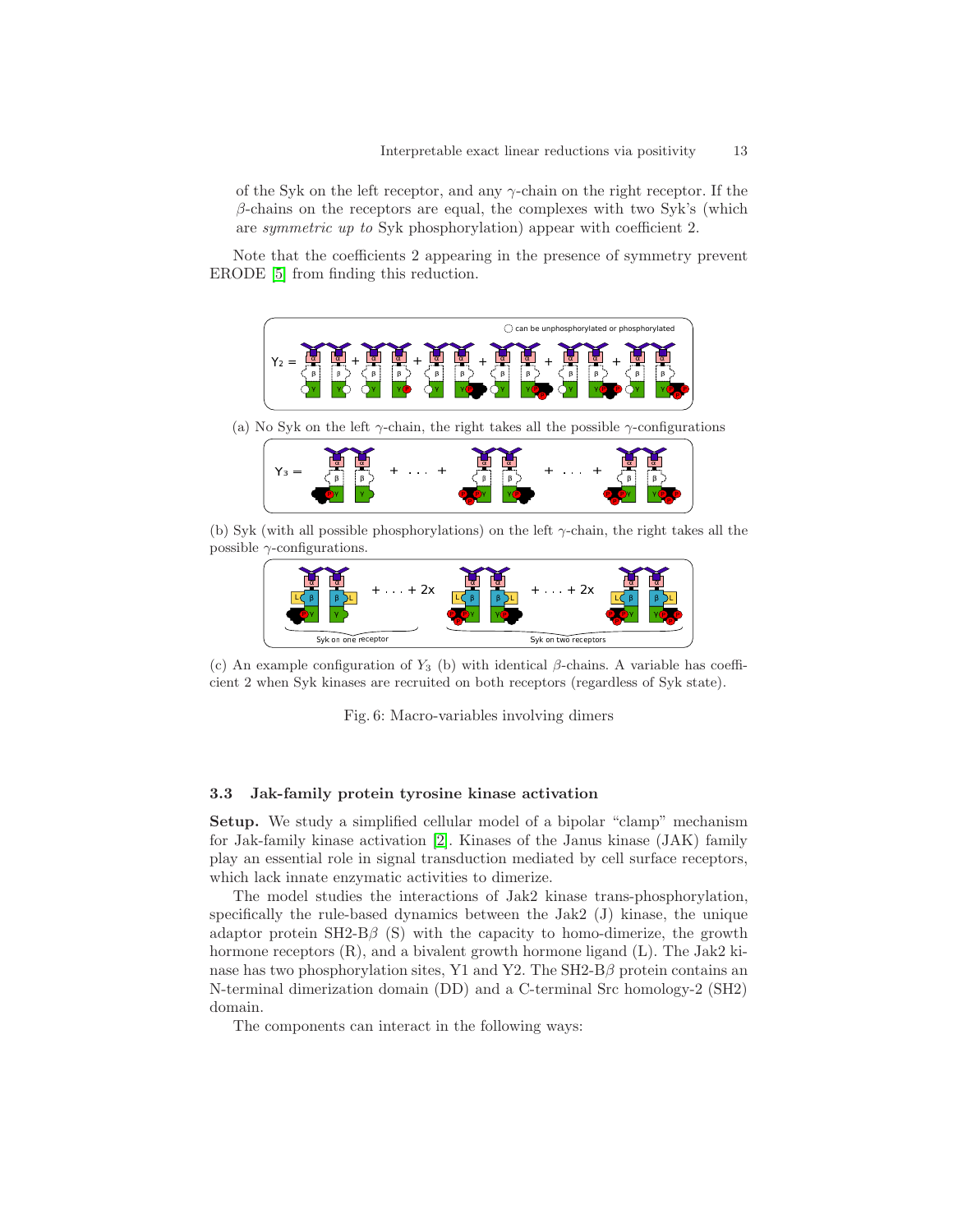of the Syk on the left receptor, and any $\gamma$-chain on the right receptor. If the $\beta$-chains on the receptors are equal, the complexes with two Syk's (which are *symmetric up to* Syk phosphorylation) appear with coefficient 2.

Note that the coefficients 2 appearing in the presence of symmetry prevent ERODE [5] from finding this reduction.

(a) No Syk on the left $\gamma$-chain, the right takes all the possible $\gamma$-configurations

(b) Syk (with all possible phosphorylations) on the left $\gamma$-chain, the right takes all the possible $\gamma$-configurations.

(c) An example configuration of $Y_3$ (b) with identical $\beta$-chains. A variable has coefficient 2 when Syk kinases are recruited on both receptors (regardless of Syk state).

Fig. 6: Macro-variables involving dimers

### 3.3 Jak-family protein tyrosine kinase activation

**Setup.** We study a simplified cellular model of a bipolar "clamp" mechanism for Jak-family kinase activation [2]. Kinases of the Janus kinase (JAK) family play an essential role in signal transduction mediated by cell surface receptors, which lack innate enzymatic activities to dimerize.

The model studies the interactions of Jak2 kinase trans-phosphorylation, specifically the rule-based dynamics between the Jak2 (J) kinase, the unique adaptor protein SH2-B$\beta$ (S) with the capacity to homo-dimerize, the growth hormone receptors (R), and a bivalent growth hormone ligand (L). The Jak2 kinase has two phosphorylation sites, Y1 and Y2. The SH2-B$\beta$ protein contains an N-terminal dimerization domain (DD) and a C-terminal Src homology-2 (SH2) domain.

The components can interact in the following ways: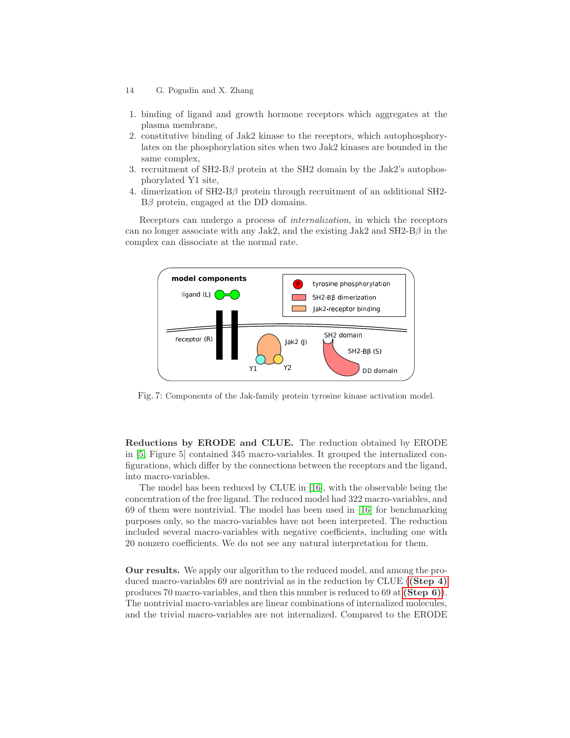1. binding of ligand and growth hormone receptors which aggregates at the plasma membrane,
2. constitutive binding of Jak2 kinase to the receptors, which autophosphorylates on the phosphorylation sites when two Jak2 kinases are bounded in the same complex,
3. recruitment of SH2-B$\beta$ protein at the SH2 domain by the Jak2's autophosphorylated Y1 site,
4. dimerization of SH2-B$\beta$ protein through recruitment of an additional SH2-B$\beta$ protein, engaged at the DD domains.

Receptors can undergo a process of *internalization*, in which the receptors can no longer associate with any Jak2, and the existing Jak2 and SH2-B$\beta$ in the complex can dissociate at the normal rate.

Fig. 7: Components of the Jak-family protein tyrosine kinase activation model.

**Reductions by ERODE and CLUE.** The reduction obtained by ERODE in [5, Figure 5] contained 345 macro-variables. It grouped the internalized configurations, which differ by the connections between the receptors and the ligand, into macro-variables.

The model has been reduced by CLUE in [16], with the observable being the concentration of the free ligand. The reduced model had 322 macro-variables, and 69 of them were nontrivial. The model has been used in [16] for benchmarking purposes only, so the macro-variables have not been interpreted. The reduction included several macro-variables with negative coefficients, including one with 20 nonzero coefficients. We do not see any natural interpretation for them.

**Our results.** We apply our algorithm to the reduced model, and among the produced macro-variables 69 are nontrivial as in the reduction by CLUE (**(Step 4)** produces 70 macro-variables, and then this number is reduced to 69 at **(Step 6)**). The nontrivial macro-variables are linear combinations of internalized molecules, and the trivial macro-variables are not internalized. Compared to the ERODE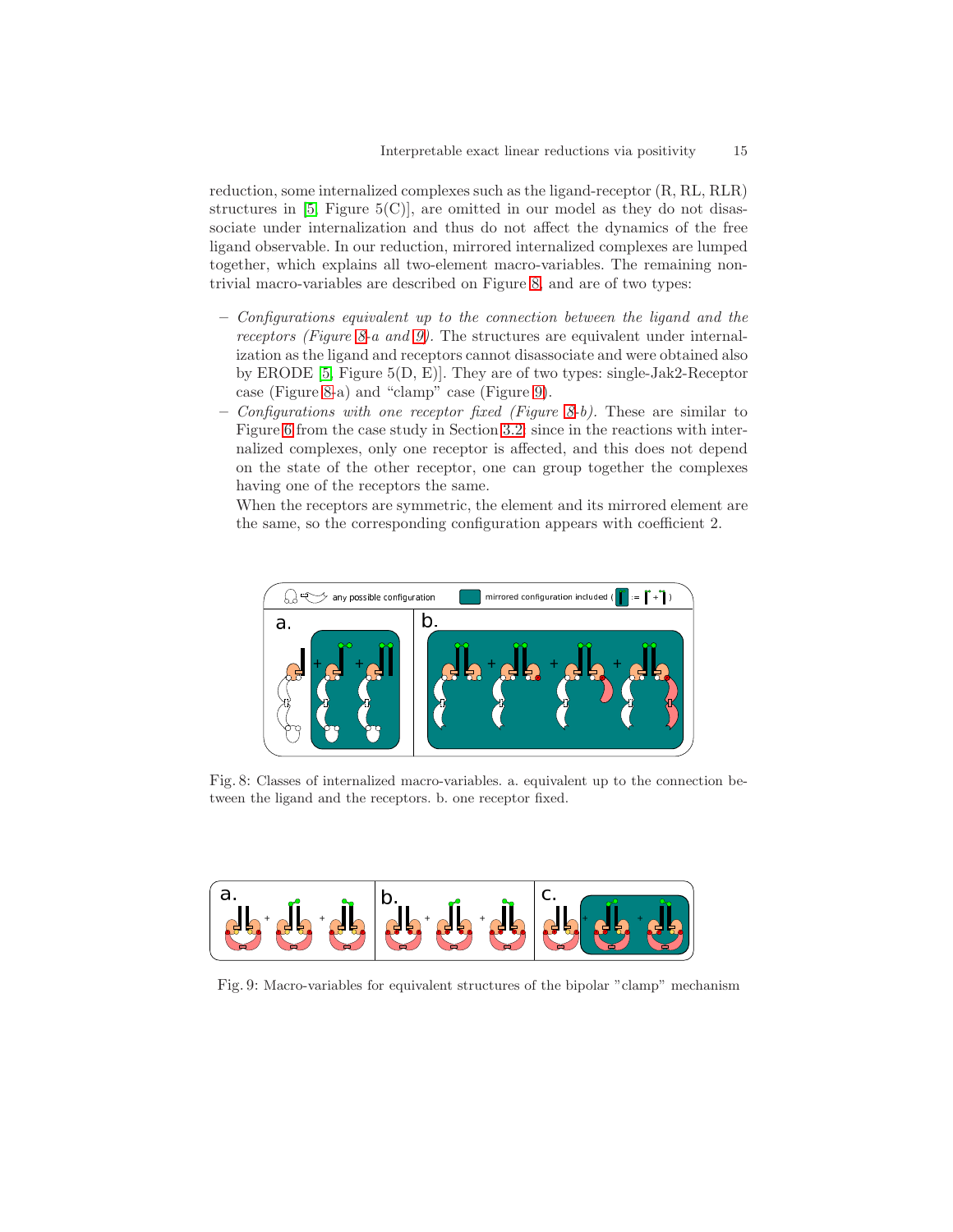reduction, some internalized complexes such as the ligand-receptor (R, RL, RLR) structures in [5, Figure 5(C)], are omitted in our model as they do not disassociate under internalization and thus do not affect the dynamics of the free ligand observable. In our reduction, mirrored internalized complexes are lumped together, which explains all two-element macro-variables. The remaining non-trivial macro-variables are described on Figure 8, and are of two types:

- *Configurations equivalent up to the connection between the ligand and the receptors (Figure 8-a and 9).* The structures are equivalent under internalization as the ligand and receptors cannot disassociate and were obtained also by ERODE [5, Figure 5(D, E)]. They are of two types: single-Jak2-Receptor case (Figure 8-a) and "clamp" case (Figure 9).
- *Configurations with one receptor fixed (Figure 8-b).* These are similar to Figure 6 from the case study in Section 3.2; since in the reactions with internalized complexes, only one receptor is affected, and this does not depend on the state of the other receptor, one can group together the complexes having one of the receptors the same.

  When the receptors are symmetric, the element and its mirrored element are the same, so the corresponding configuration appears with coefficient 2.

Fig. 8: Classes of internalized macro-variables. a. equivalent up to the connection between the ligand and the receptors. b. one receptor fixed.

Fig. 9: Macro-variables for equivalent structures of the bipolar "clamp" mechanism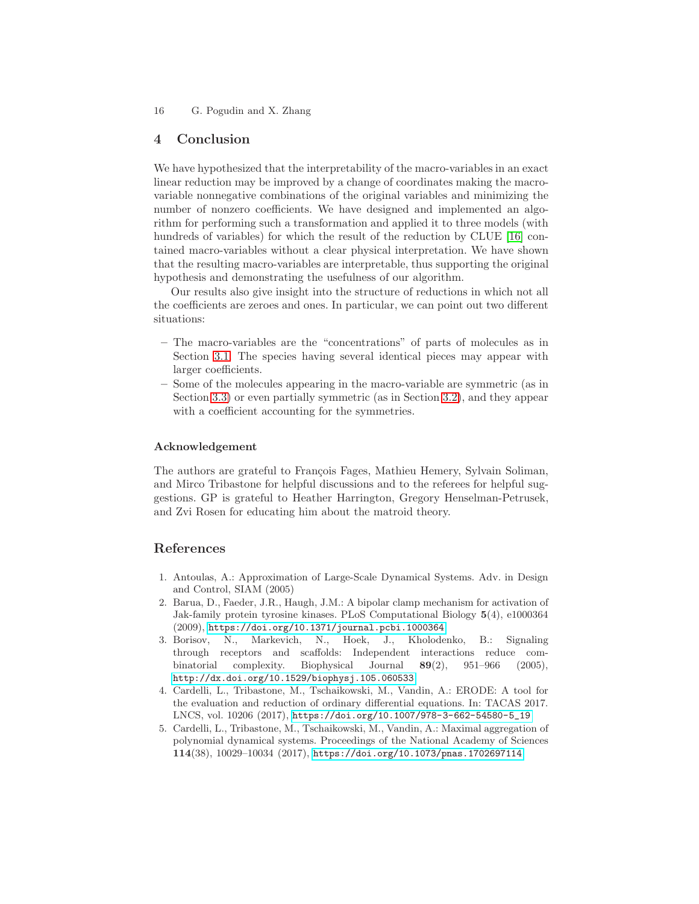## 4 Conclusion

We have hypothesized that the interpretability of the macro-variables in an exact linear reduction may be improved by a change of coordinates making the macro-variable nonnegative combinations of the original variables and minimizing the number of nonzero coefficients. We have designed and implemented an algorithm for performing such a transformation and applied it to three models (with hundreds of variables) for which the result of the reduction by CLUE [16] contained macro-variables without a clear physical interpretation. We have shown that the resulting macro-variables are interpretable, thus supporting the original hypothesis and demonstrating the usefulness of our algorithm.

Our results also give insight into the structure of reductions in which not all the coefficients are zeroes and ones. In particular, we can point out two different situations:

– The macro-variables are the "concentrations" of parts of molecules as in Section 3.1. The species having several identical pieces may appear with larger coefficients.
– Some of the molecules appearing in the macro-variable are symmetric (as in Section 3.3) or even partially symmetric (as in Section 3.2), and they appear with a coefficient accounting for the symmetries.

### Acknowledgement

The authors are grateful to François Fages, Mathieu Hemery, Sylvain Soliman, and Mirco Tribastone for helpful discussions and to the referees for helpful suggestions. GP is grateful to Heather Harrington, Gregory Henselman-Petrusek, and Zvi Rosen for educating him about the matroid theory.

## References

1. Antoulas, A.: Approximation of Large-Scale Dynamical Systems. Adv. in Design and Control, SIAM (2005)
2. Barua, D., Faeder, J.R., Haugh, J.M.: A bipolar clamp mechanism for activation of Jak-family protein tyrosine kinases. PLoS Computational Biology **5**(4), e1000364 (2009), https://doi.org/10.1371/journal.pcbi.1000364
3. Borisov, N., Markevich, N., Hoek, J., Kholodenko, B.: Signaling through receptors and scaffolds: Independent interactions reduce combinatorial complexity. Biophysical Journal **89**(2), 951–966 (2005), http://dx.doi.org/10.1529/biophysj.105.060533
4. Cardelli, L., Tribastone, M., Tschaikowski, M., Vandin, A.: ERODE: A tool for the evaluation and reduction of ordinary differential equations. In: TACAS 2017. LNCS, vol. 10206 (2017), https://doi.org/10.1007/978-3-662-54580-5_19
5. Cardelli, L., Tribastone, M., Tschaikowski, M., Vandin, A.: Maximal aggregation of polynomial dynamical systems. Proceedings of the National Academy of Sciences **114**(38), 10029–10034 (2017), https://doi.org/10.1073/pnas.1702697114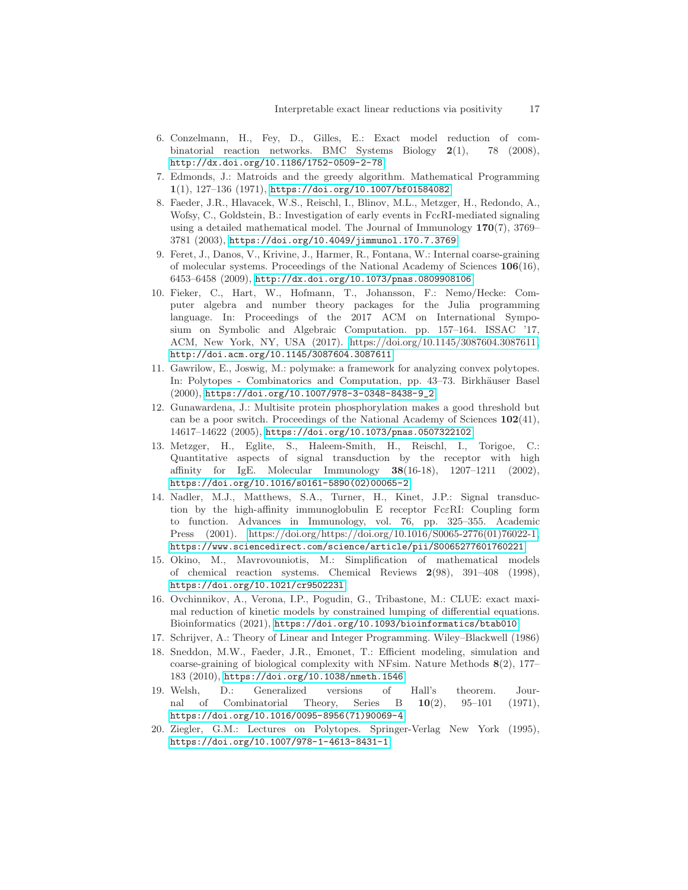6. Conzelmann, H., Fey, D., Gilles, E.: Exact model reduction of combinatorial reaction networks. BMC Systems Biology **2**(1), 78 (2008), http://dx.doi.org/10.1186/1752-0509-2-78
7. Edmonds, J.: Matroids and the greedy algorithm. Mathematical Programming **1**(1), 127–136 (1971), https://doi.org/10.1007/bf01584082
8. Faeder, J.R., Hlavacek, W.S., Reischl, I., Blinov, M.L., Metzger, H., Redondo, A., Wofsy, C., Goldstein, B.: Investigation of early events in Fc$\epsilon$RI-mediated signaling using a detailed mathematical model. The Journal of Immunology **170**(7), 3769–3781 (2003), https://doi.org/10.4049/jimmunol.170.7.3769
9. Feret, J., Danos, V., Krivine, J., Harmer, R., Fontana, W.: Internal coarse-graining of molecular systems. Proceedings of the National Academy of Sciences **106**(16), 6453–6458 (2009), http://dx.doi.org/10.1073/pnas.0809908106
10. Fieker, C., Hart, W., Hofmann, T., Johansson, F.: Nemo/Hecke: Computer algebra and number theory packages for the Julia programming language. In: Proceedings of the 2017 ACM on International Symposium on Symbolic and Algebraic Computation. pp. 157–164. ISSAC '17, ACM, New York, NY, USA (2017). https://doi.org/10.1145/3087604.3087611, http://doi.acm.org/10.1145/3087604.3087611
11. Gawrilow, E., Joswig, M.: polymake: a framework for analyzing convex polytopes. In: Polytopes - Combinatorics and Computation, pp. 43–73. Birkhäuser Basel (2000), https://doi.org/10.1007/978-3-0348-8438-9_2
12. Gunawardena, J.: Multisite protein phosphorylation makes a good threshold but can be a poor switch. Proceedings of the National Academy of Sciences **102**(41), 14617–14622 (2005), https://doi.org/10.1073/pnas.0507322102
13. Metzger, H., Eglite, S., Haleem-Smith, H., Reischl, I., Torigoe, C.: Quantitative aspects of signal transduction by the receptor with high affinity for IgE. Molecular Immunology **38**(16-18), 1207–1211 (2002), https://doi.org/10.1016/s0161-5890(02)00065-2
14. Nadler, M.J., Matthews, S.A., Turner, H., Kinet, J.P.: Signal transduction by the high-affinity immunoglobulin E receptor Fc$\varepsilon$RI: Coupling form to function. Advances in Immunology, vol. 76, pp. 325–355. Academic Press (2001). https://doi.org/https://doi.org/10.1016/S0065-2776(01)76022-1, https://www.sciencedirect.com/science/article/pii/S0065277601760221
15. Okino, M., Mavrovouniotis, M.: Simplification of mathematical models of chemical reaction systems. Chemical Reviews **2**(98), 391–408 (1998), https://doi.org/10.1021/cr950223l
16. Ovchinnikov, A., Verona, I.P., Pogudin, G., Tribastone, M.: CLUE: exact maximal reduction of kinetic models by constrained lumping of differential equations. Bioinformatics (2021), https://doi.org/10.1093/bioinformatics/btab010
17. Schrijver, A.: Theory of Linear and Integer Programming. Wiley–Blackwell (1986)
18. Sneddon, M.W., Faeder, J.R., Emonet, T.: Efficient modeling, simulation and coarse-graining of biological complexity with NFsim. Nature Methods **8**(2), 177–183 (2010), https://doi.org/10.1038/nmeth.1546
19. Welsh, D.: Generalized versions of Hall's theorem. Journal of Combinatorial Theory, Series B **10**(2), 95–101 (1971), https://doi.org/10.1016/0095-8956(71)90069-4
20. Ziegler, G.M.: Lectures on Polytopes. Springer-Verlag New York (1995), https://doi.org/10.1007/978-1-4613-8431-1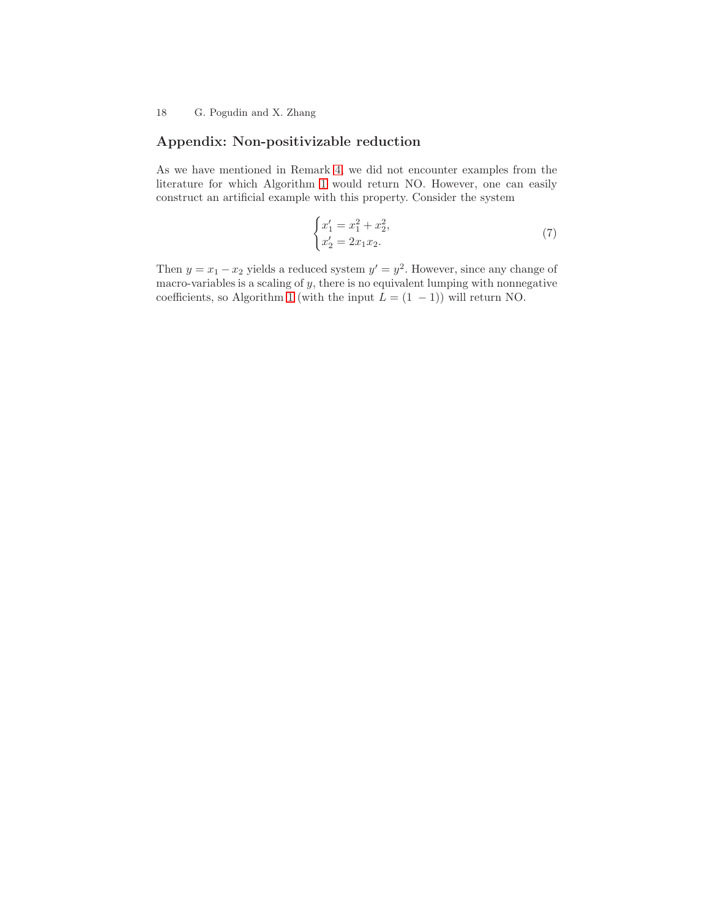## Appendix: Non-positivizable reduction

As we have mentioned in Remark 4, we did not encounter examples from the literature for which Algorithm 1 would return NO. However, one can easily construct an artificial example with this property. Consider the system

$$\begin{cases} x_1' = x_1^2 + x_2^2, \\ x_2' = 2x_1 x_2. \end{cases} \tag{7}$$

Then $y = x_1 - x_2$ yields a reduced system $y' = y^2$. However, since any change of macro-variables is a scaling of $y$, there is no equivalent lumping with nonnegative coefficients, so Algorithm 1 (with the input $L = (1 \ -1)$) will return NO.